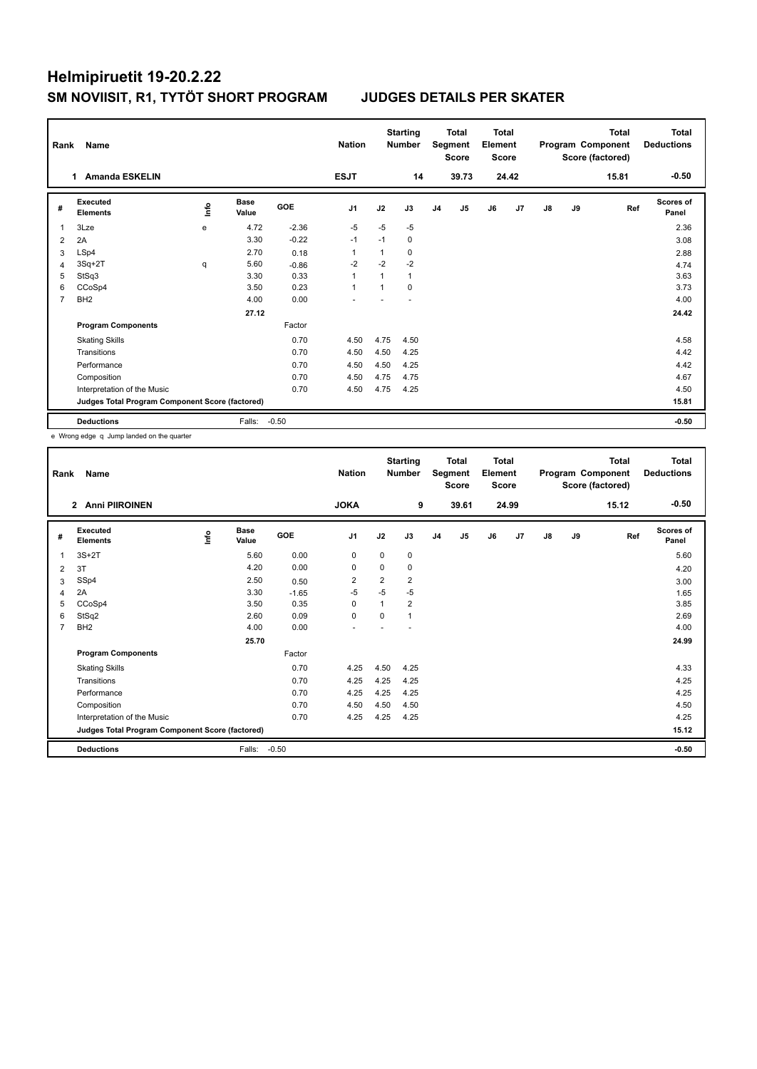# Helmipiruetit 19-20.2.22

## SM NOVIISIT, R1, TYTÖT SHORT PROGRAM JUDGES DETAILS PER SKATER

| Rank | Name | Nation | Starting Number | Total Segment Score | Total Element Score | Total Program Component Score (factored) | Total Deductions |
|---|---|---|---|---|---|---|---|
| 1 | Amanda ESKELIN | ESJT | 14 | 39.73 | 24.42 | 15.81 | -0.50 |

| # | Executed Elements | Info | Base Value | GOE | J1 | J2 | J3 | J4 | J5 | J6 | J7 | J8 | J9 | Ref | Scores of Panel |
|---|---|---|---|---|---|---|---|---|---|---|---|---|---|---|---|
| 1 | 3Lze | e | 4.72 | -2.36 | -5 | -5 | -5 | | | | | | | | 2.36 |
| 2 | 2A | | 3.30 | -0.22 | -1 | -1 | 0 | | | | | | | | 3.08 |
| 3 | LSp4 | | 2.70 | 0.18 | 1 | 1 | 0 | | | | | | | | 2.88 |
| 4 | 3Sq+2T | q | 5.60 | -0.86 | -2 | -2 | -2 | | | | | | | | 4.74 |
| 5 | StSq3 | | 3.30 | 0.33 | 1 | 1 | 1 | | | | | | | | 3.63 |
| 6 | CCoSp4 | | 3.50 | 0.23 | 1 | 1 | 0 | | | | | | | | 3.73 |
| 7 | BH2 | | 4.00 | 0.00 | - | - | - | | | | | | | | 4.00 |
| | | | 27.12 | | | | | | | | | | | | 24.42 |
| | **Program Components** | | | Factor | | | | | | | | | | | |
| | Skating Skills | | | 0.70 | 4.50 | 4.75 | 4.50 | | | | | | | | 4.58 |
| | Transitions | | | 0.70 | 4.50 | 4.50 | 4.25 | | | | | | | | 4.42 |
| | Performance | | | 0.70 | 4.50 | 4.50 | 4.25 | | | | | | | | 4.42 |
| | Composition | | | 0.70 | 4.50 | 4.75 | 4.75 | | | | | | | | 4.67 |
| | Interpretation of the Music | | | 0.70 | 4.50 | 4.75 | 4.25 | | | | | | | | 4.50 |
| | **Judges Total Program Component Score (factored)** | | | | | | | | | | | | | | 15.81 |
| | **Deductions** | | Falls: | -0.50 | | | | | | | | | | | -0.50 |

e Wrong edge q Jump landed on the quarter

| Rank | Name | Nation | Starting Number | Total Segment Score | Total Element Score | Total Program Component Score (factored) | Total Deductions |
|---|---|---|---|---|---|---|---|
| 2 | Anni PIIROINEN | JOKA | 9 | 39.61 | 24.99 | 15.12 | -0.50 |

| # | Executed Elements | Info | Base Value | GOE | J1 | J2 | J3 | J4 | J5 | J6 | J7 | J8 | J9 | Ref | Scores of Panel |
|---|---|---|---|---|---|---|---|---|---|---|---|---|---|---|---|
| 1 | 3S+2T | | 5.60 | 0.00 | 0 | 0 | 0 | | | | | | | | 5.60 |
| 2 | 3T | | 4.20 | 0.00 | 0 | 0 | 0 | | | | | | | | 4.20 |
| 3 | SSp4 | | 2.50 | 0.50 | 2 | 2 | 2 | | | | | | | | 3.00 |
| 4 | 2A | | 3.30 | -1.65 | -5 | -5 | -5 | | | | | | | | 1.65 |
| 5 | CCoSp4 | | 3.50 | 0.35 | 0 | 1 | 2 | | | | | | | | 3.85 |
| 6 | StSq2 | | 2.60 | 0.09 | 0 | 0 | 1 | | | | | | | | 2.69 |
| 7 | BH2 | | 4.00 | 0.00 | - | - | - | | | | | | | | 4.00 |
| | | | 25.70 | | | | | | | | | | | | 24.99 |
| | **Program Components** | | | Factor | | | | | | | | | | | |
| | Skating Skills | | | 0.70 | 4.25 | 4.50 | 4.25 | | | | | | | | 4.33 |
| | Transitions | | | 0.70 | 4.25 | 4.25 | 4.25 | | | | | | | | 4.25 |
| | Performance | | | 0.70 | 4.25 | 4.25 | 4.25 | | | | | | | | 4.25 |
| | Composition | | | 0.70 | 4.50 | 4.50 | 4.50 | | | | | | | | 4.50 |
| | Interpretation of the Music | | | 0.70 | 4.25 | 4.25 | 4.25 | | | | | | | | 4.25 |
| | **Judges Total Program Component Score (factored)** | | | | | | | | | | | | | | 15.12 |
| | **Deductions** | | Falls: | -0.50 | | | | | | | | | | | -0.50 |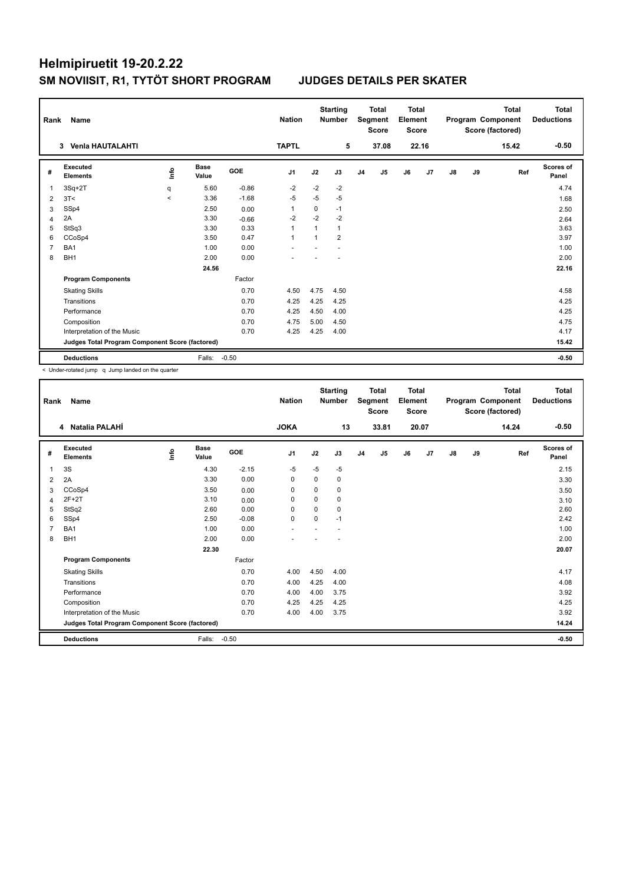# Helmipiruetit 19-20.2.22

## SM NOVIISIT, R1, TYTÖT SHORT PROGRAM JUDGES DETAILS PER SKATER

| Rank | Name | Nation | Starting Number | Total Segment Score | Total Element Score | Total Program Component Score (factored) | Total Deductions |
|---|---|---|---|---|---|---|---|
| 3 | Venla HAUTALAHTI | TAPTL | 5 | 37.08 | 22.16 | 15.42 | -0.50 |

| # | Executed Elements | Info | Base Value | GOE | J1 | J2 | J3 | J4 | J5 | J6 | J7 | J8 | J9 | Ref | Scores of Panel |
|---|---|---|---|---|---|---|---|---|---|---|---|---|---|---|---|
| 1 | 3Sq+2T | q | 5.60 | -0.86 | -2 | -2 | -2 | | | | | | | | 4.74 |
| 2 | 3T< | < | 3.36 | -1.68 | -5 | -5 | -5 | | | | | | | | 1.68 |
| 3 | SSp4 | | 2.50 | 0.00 | 1 | 0 | -1 | | | | | | | | 2.50 |
| 4 | 2A | | 3.30 | -0.66 | -2 | -2 | -2 | | | | | | | | 2.64 |
| 5 | StSq3 | | 3.30 | 0.33 | 1 | 1 | 1 | | | | | | | | 3.63 |
| 6 | CCoSp4 | | 3.50 | 0.47 | 1 | 1 | 2 | | | | | | | | 3.97 |
| 7 | BA1 | | 1.00 | 0.00 | - | - | - | | | | | | | | 1.00 |
| 8 | BH1 | | 2.00 | 0.00 | - | - | - | | | | | | | | 2.00 |
| | | | 24.56 | | | | | | | | | | | | 22.16 |
| | **Program Components** | | | Factor | | | | | | | | | | | |
| | Skating Skills | | | 0.70 | 4.50 | 4.75 | 4.50 | | | | | | | | 4.58 |
| | Transitions | | | 0.70 | 4.25 | 4.25 | 4.25 | | | | | | | | 4.25 |
| | Performance | | | 0.70 | 4.25 | 4.50 | 4.00 | | | | | | | | 4.25 |
| | Composition | | | 0.70 | 4.75 | 5.00 | 4.50 | | | | | | | | 4.75 |
| | Interpretation of the Music | | | 0.70 | 4.25 | 4.25 | 4.00 | | | | | | | | 4.17 |
| | **Judges Total Program Component Score (factored)** | | | | | | | | | | | | | | 15.42 |
| | **Deductions** | | Falls: | -0.50 | | | | | | | | | | | -0.50 |

< Under-rotated jump q Jump landed on the quarter

| Rank | Name | Nation | Starting Number | Total Segment Score | Total Element Score | Total Program Component Score (factored) | Total Deductions |
|---|---|---|---|---|---|---|---|
| 4 | Natalia PALAHİ | JOKA | 13 | 33.81 | 20.07 | 14.24 | -0.50 |

| # | Executed Elements | Info | Base Value | GOE | J1 | J2 | J3 | J4 | J5 | J6 | J7 | J8 | J9 | Ref | Scores of Panel |
|---|---|---|---|---|---|---|---|---|---|---|---|---|---|---|---|
| 1 | 3S | | 4.30 | -2.15 | -5 | -5 | -5 | | | | | | | | 2.15 |
| 2 | 2A | | 3.30 | 0.00 | 0 | 0 | 0 | | | | | | | | 3.30 |
| 3 | CCoSp4 | | 3.50 | 0.00 | 0 | 0 | 0 | | | | | | | | 3.50 |
| 4 | 2F+2T | | 3.10 | 0.00 | 0 | 0 | 0 | | | | | | | | 3.10 |
| 5 | StSq2 | | 2.60 | 0.00 | 0 | 0 | 0 | | | | | | | | 2.60 |
| 6 | SSp4 | | 2.50 | -0.08 | 0 | 0 | -1 | | | | | | | | 2.42 |
| 7 | BA1 | | 1.00 | 0.00 | - | - | - | | | | | | | | 1.00 |
| 8 | BH1 | | 2.00 | 0.00 | - | - | - | | | | | | | | 2.00 |
| | | | 22.30 | | | | | | | | | | | | 20.07 |
| | **Program Components** | | | Factor | | | | | | | | | | | |
| | Skating Skills | | | 0.70 | 4.00 | 4.50 | 4.00 | | | | | | | | 4.17 |
| | Transitions | | | 0.70 | 4.00 | 4.25 | 4.00 | | | | | | | | 4.08 |
| | Performance | | | 0.70 | 4.00 | 4.00 | 3.75 | | | | | | | | 3.92 |
| | Composition | | | 0.70 | 4.25 | 4.25 | 4.25 | | | | | | | | 4.25 |
| | Interpretation of the Music | | | 0.70 | 4.00 | 4.00 | 3.75 | | | | | | | | 3.92 |
| | **Judges Total Program Component Score (factored)** | | | | | | | | | | | | | | 14.24 |
| | **Deductions** | | Falls: | -0.50 | | | | | | | | | | | -0.50 |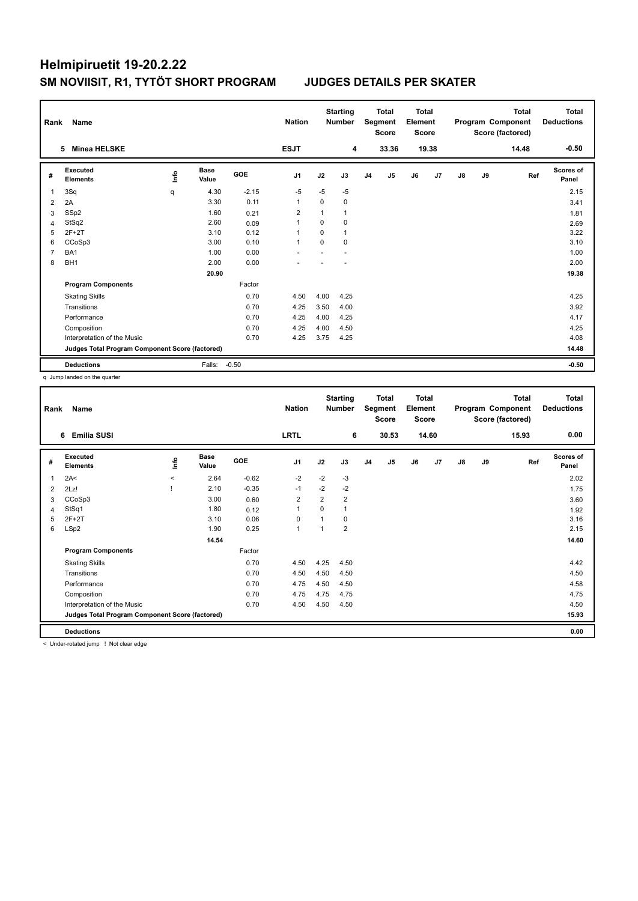# Helmipiruetit 19-20.2.22

## SM NOVIISIT, R1, TYTÖT SHORT PROGRAM　　JUDGES DETAILS PER SKATER

| Rank | Name | Nation | Starting Number | Total Segment Score | Total Element Score | Total Program Component Score (factored) | Total Deductions |
|---|---|---|---|---|---|---|---|
| 5 | Minea HELSKE | ESJT | 4 | 33.36 | 19.38 | 14.48 | -0.50 |

| # | Executed Elements | Info | Base Value | GOE | J1 | J2 | J3 | J4 | J5 | J6 | J7 | J8 | J9 | Ref | Scores of Panel |
|---|---|---|---|---|---|---|---|---|---|---|---|---|---|---|---|
| 1 | 3Sq | q | 4.30 | -2.15 | -5 | -5 | -5 | | | | | | | | 2.15 |
| 2 | 2A | | 3.30 | 0.11 | 1 | 0 | 0 | | | | | | | | 3.41 |
| 3 | SSp2 | | 1.60 | 0.21 | 2 | 1 | 1 | | | | | | | | 1.81 |
| 4 | StSq2 | | 2.60 | 0.09 | 1 | 0 | 0 | | | | | | | | 2.69 |
| 5 | 2F+2T | | 3.10 | 0.12 | 1 | 0 | 1 | | | | | | | | 3.22 |
| 6 | CCoSp3 | | 3.00 | 0.10 | 1 | 0 | 0 | | | | | | | | 3.10 |
| 7 | BA1 | | 1.00 | 0.00 | - | - | - | | | | | | | | 1.00 |
| 8 | BH1 | | 2.00 | 0.00 | - | - | - | | | | | | | | 2.00 |
| | | | 20.90 | | | | | | | | | | | | 19.38 |
| | **Program Components** | | | Factor | | | | | | | | | | | |
| | Skating Skills | | | 0.70 | 4.50 | 4.00 | 4.25 | | | | | | | | 4.25 |
| | Transitions | | | 0.70 | 4.25 | 3.50 | 4.00 | | | | | | | | 3.92 |
| | Performance | | | 0.70 | 4.25 | 4.00 | 4.25 | | | | | | | | 4.17 |
| | Composition | | | 0.70 | 4.25 | 4.00 | 4.50 | | | | | | | | 4.25 |
| | Interpretation of the Music | | | 0.70 | 4.25 | 3.75 | 4.25 | | | | | | | | 4.08 |
| | **Judges Total Program Component Score (factored)** | | | | | | | | | | | | | | 14.48 |
| | **Deductions** | | Falls: | -0.50 | | | | | | | | | | | -0.50 |

q Jump landed on the quarter

| Rank | Name | Nation | Starting Number | Total Segment Score | Total Element Score | Total Program Component Score (factored) | Total Deductions |
|---|---|---|---|---|---|---|---|
| 6 | Emilia SUSI | LRTL | 6 | 30.53 | 14.60 | 15.93 | 0.00 |

| # | Executed Elements | Info | Base Value | GOE | J1 | J2 | J3 | J4 | J5 | J6 | J7 | J8 | J9 | Ref | Scores of Panel |
|---|---|---|---|---|---|---|---|---|---|---|---|---|---|---|---|
| 1 | 2A< | < | 2.64 | -0.62 | -2 | -2 | -3 | | | | | | | | 2.02 |
| 2 | 2Lz! | ! | 2.10 | -0.35 | -1 | -2 | -2 | | | | | | | | 1.75 |
| 3 | CCoSp3 | | 3.00 | 0.60 | 2 | 2 | 2 | | | | | | | | 3.60 |
| 4 | StSq1 | | 1.80 | 0.12 | 1 | 0 | 1 | | | | | | | | 1.92 |
| 5 | 2F+2T | | 3.10 | 0.06 | 0 | 1 | 0 | | | | | | | | 3.16 |
| 6 | LSp2 | | 1.90 | 0.25 | 1 | 1 | 2 | | | | | | | | 2.15 |
| | | | 14.54 | | | | | | | | | | | | 14.60 |
| | **Program Components** | | | Factor | | | | | | | | | | | |
| | Skating Skills | | | 0.70 | 4.50 | 4.25 | 4.50 | | | | | | | | 4.42 |
| | Transitions | | | 0.70 | 4.50 | 4.50 | 4.50 | | | | | | | | 4.50 |
| | Performance | | | 0.70 | 4.75 | 4.50 | 4.50 | | | | | | | | 4.58 |
| | Composition | | | 0.70 | 4.75 | 4.75 | 4.75 | | | | | | | | 4.75 |
| | Interpretation of the Music | | | 0.70 | 4.50 | 4.50 | 4.50 | | | | | | | | 4.50 |
| | **Judges Total Program Component Score (factored)** | | | | | | | | | | | | | | 15.93 |
| | **Deductions** | | | | | | | | | | | | | | 0.00 |

< Under-rotated jump ! Not clear edge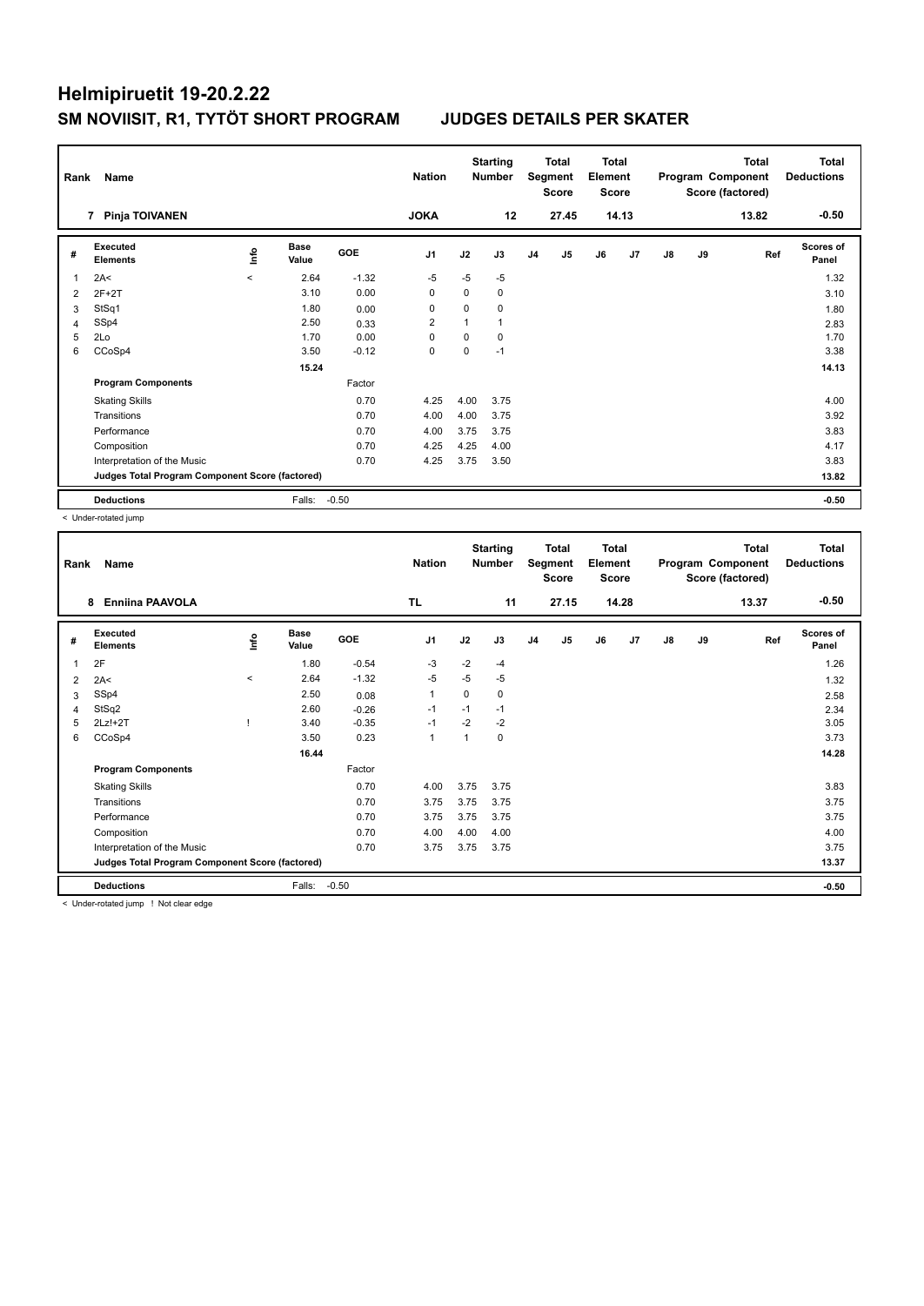# Helmipiruetit 19-20.2.22

## SM NOVIISIT, R1, TYTÖT SHORT PROGRAM JUDGES DETAILS PER SKATER

| Rank | Name | Nation | Starting Number | Total Segment Score | Total Element Score | Total Program Component Score (factored) | Total Deductions |
|---|---|---|---|---|---|---|---|
| 7 | Pinja TOIVANEN | JOKA | 12 | 27.45 | 14.13 | 13.82 | -0.50 |

| # | Executed Elements | Info | Base Value | GOE | J1 | J2 | J3 | J4 | J5 | J6 | J7 | J8 | J9 | Ref | Scores of Panel |
|---|---|---|---|---|---|---|---|---|---|---|---|---|---|---|---|
| 1 | 2A< | < | 2.64 | -1.32 | -5 | -5 | -5 | | | | | | | | 1.32 |
| 2 | 2F+2T | | 3.10 | 0.00 | 0 | 0 | 0 | | | | | | | | 3.10 |
| 3 | StSq1 | | 1.80 | 0.00 | 0 | 0 | 0 | | | | | | | | 1.80 |
| 4 | SSp4 | | 2.50 | 0.33 | 2 | 1 | 1 | | | | | | | | 2.83 |
| 5 | 2Lo | | 1.70 | 0.00 | 0 | 0 | 0 | | | | | | | | 1.70 |
| 6 | CCoSp4 | | 3.50 | -0.12 | 0 | 0 | -1 | | | | | | | | 3.38 |
| | | | 15.24 | | | | | | | | | | | | 14.13 |
| | **Program Components** | | | Factor | | | | | | | | | | | |
| | Skating Skills | | | 0.70 | 4.25 | 4.00 | 3.75 | | | | | | | | 4.00 |
| | Transitions | | | 0.70 | 4.00 | 4.00 | 3.75 | | | | | | | | 3.92 |
| | Performance | | | 0.70 | 4.00 | 3.75 | 3.75 | | | | | | | | 3.83 |
| | Composition | | | 0.70 | 4.25 | 4.25 | 4.00 | | | | | | | | 4.17 |
| | Interpretation of the Music | | | 0.70 | 4.25 | 3.75 | 3.50 | | | | | | | | 3.83 |
| | **Judges Total Program Component Score (factored)** | | | | | | | | | | | | | | 13.82 |
| | **Deductions** | | Falls: | -0.50 | | | | | | | | | | | -0.50 |

< Under-rotated jump

| Rank | Name | Nation | Starting Number | Total Segment Score | Total Element Score | Total Program Component Score (factored) | Total Deductions |
|---|---|---|---|---|---|---|---|
| 8 | Enniina PAAVOLA | TL | 11 | 27.15 | 14.28 | 13.37 | -0.50 |

| # | Executed Elements | Info | Base Value | GOE | J1 | J2 | J3 | J4 | J5 | J6 | J7 | J8 | J9 | Ref | Scores of Panel |
|---|---|---|---|---|---|---|---|---|---|---|---|---|---|---|---|
| 1 | 2F | | 1.80 | -0.54 | -3 | -2 | -4 | | | | | | | | 1.26 |
| 2 | 2A< | < | 2.64 | -1.32 | -5 | -5 | -5 | | | | | | | | 1.32 |
| 3 | SSp4 | | 2.50 | 0.08 | 1 | 0 | 0 | | | | | | | | 2.58 |
| 4 | StSq2 | | 2.60 | -0.26 | -1 | -1 | -1 | | | | | | | | 2.34 |
| 5 | 2Lz!+2T | ! | 3.40 | -0.35 | -1 | -2 | -2 | | | | | | | | 3.05 |
| 6 | CCoSp4 | | 3.50 | 0.23 | 1 | 1 | 0 | | | | | | | | 3.73 |
| | | | 16.44 | | | | | | | | | | | | 14.28 |
| | **Program Components** | | | Factor | | | | | | | | | | | |
| | Skating Skills | | | 0.70 | 4.00 | 3.75 | 3.75 | | | | | | | | 3.83 |
| | Transitions | | | 0.70 | 3.75 | 3.75 | 3.75 | | | | | | | | 3.75 |
| | Performance | | | 0.70 | 3.75 | 3.75 | 3.75 | | | | | | | | 3.75 |
| | Composition | | | 0.70 | 4.00 | 4.00 | 4.00 | | | | | | | | 4.00 |
| | Interpretation of the Music | | | 0.70 | 3.75 | 3.75 | 3.75 | | | | | | | | 3.75 |
| | **Judges Total Program Component Score (factored)** | | | | | | | | | | | | | | 13.37 |
| | **Deductions** | | Falls: | -0.50 | | | | | | | | | | | -0.50 |

< Under-rotated jump ! Not clear edge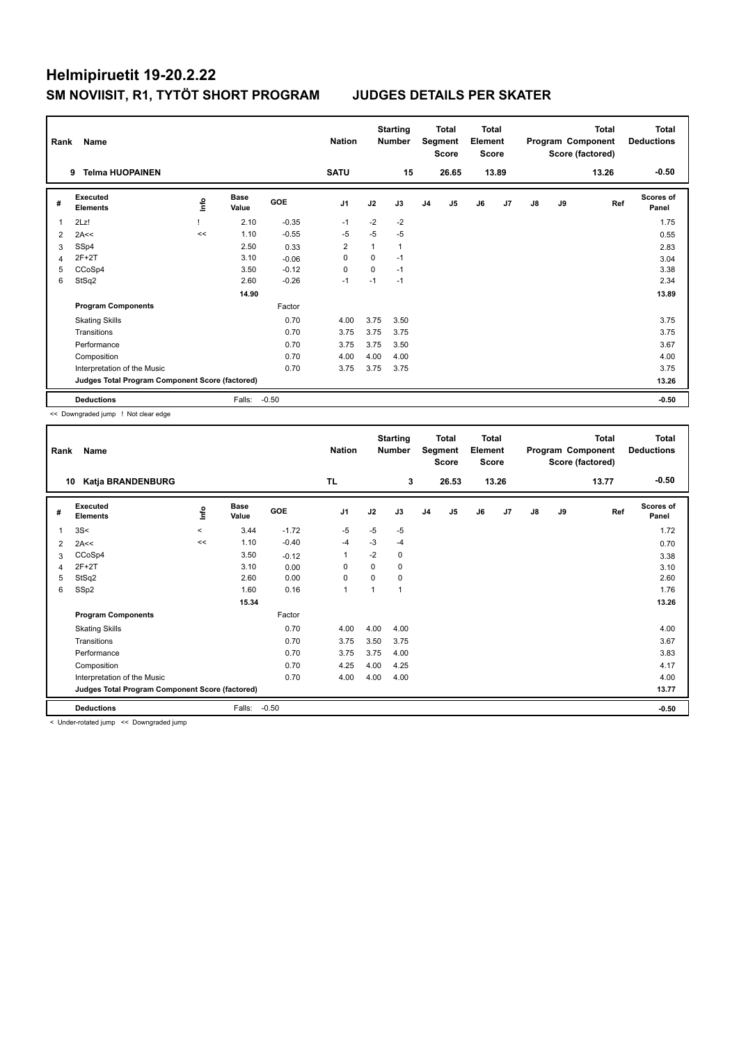# Helmipiruetit 19-20.2.22

## SM NOVIISIT, R1, TYTÖT SHORT PROGRAM JUDGES DETAILS PER SKATER

| Rank | Name | Nation | Starting Number | Total Segment Score | Total Element Score | Total Program Component Score (factored) | Total Deductions |
|---|---|---|---|---|---|---|---|
| 9 | Telma HUOPAINEN | SATU | 15 | 26.65 | 13.89 | 13.26 | -0.50 |

| # | Executed Elements | Info | Base Value | GOE | J1 | J2 | J3 | J4 | J5 | J6 | J7 | J8 | J9 | Ref | Scores of Panel |
|---|---|---|---|---|---|---|---|---|---|---|---|---|---|---|---|
| 1 | 2Lz! | ! | 2.10 | -0.35 | -1 | -2 | -2 | | | | | | | | 1.75 |
| 2 | 2A<< | << | 1.10 | -0.55 | -5 | -5 | -5 | | | | | | | | 0.55 |
| 3 | SSp4 | | 2.50 | 0.33 | 2 | 1 | 1 | | | | | | | | 2.83 |
| 4 | 2F+2T | | 3.10 | -0.06 | 0 | 0 | -1 | | | | | | | | 3.04 |
| 5 | CCoSp4 | | 3.50 | -0.12 | 0 | 0 | -1 | | | | | | | | 3.38 |
| 6 | StSq2 | | 2.60 | -0.26 | -1 | -1 | -1 | | | | | | | | 2.34 |
| | | | 14.90 | | | | | | | | | | | | 13.89 |
| | **Program Components** | | | Factor | | | | | | | | | | | |
| | Skating Skills | | | 0.70 | 4.00 | 3.75 | 3.50 | | | | | | | | 3.75 |
| | Transitions | | | 0.70 | 3.75 | 3.75 | 3.75 | | | | | | | | 3.75 |
| | Performance | | | 0.70 | 3.75 | 3.75 | 3.50 | | | | | | | | 3.67 |
| | Composition | | | 0.70 | 4.00 | 4.00 | 4.00 | | | | | | | | 4.00 |
| | Interpretation of the Music | | | 0.70 | 3.75 | 3.75 | 3.75 | | | | | | | | 3.75 |
| | **Judges Total Program Component Score (factored)** | | | | | | | | | | | | | | 13.26 |
| | **Deductions** | | Falls: | -0.50 | | | | | | | | | | | -0.50 |

<< Downgraded jump ! Not clear edge

| Rank | Name | Nation | Starting Number | Total Segment Score | Total Element Score | Total Program Component Score (factored) | Total Deductions |
|---|---|---|---|---|---|---|---|
| 10 | Katja BRANDENBURG | TL | 3 | 26.53 | 13.26 | 13.77 | -0.50 |

| # | Executed Elements | Info | Base Value | GOE | J1 | J2 | J3 | J4 | J5 | J6 | J7 | J8 | J9 | Ref | Scores of Panel |
|---|---|---|---|---|---|---|---|---|---|---|---|---|---|---|---|
| 1 | 3S< | < | 3.44 | -1.72 | -5 | -5 | -5 | | | | | | | | 1.72 |
| 2 | 2A<< | << | 1.10 | -0.40 | -4 | -3 | -4 | | | | | | | | 0.70 |
| 3 | CCoSp4 | | 3.50 | -0.12 | 1 | -2 | 0 | | | | | | | | 3.38 |
| 4 | 2F+2T | | 3.10 | 0.00 | 0 | 0 | 0 | | | | | | | | 3.10 |
| 5 | StSq2 | | 2.60 | 0.00 | 0 | 0 | 0 | | | | | | | | 2.60 |
| 6 | SSp2 | | 1.60 | 0.16 | 1 | 1 | 1 | | | | | | | | 1.76 |
| | | | 15.34 | | | | | | | | | | | | 13.26 |
| | **Program Components** | | | Factor | | | | | | | | | | | |
| | Skating Skills | | | 0.70 | 4.00 | 4.00 | 4.00 | | | | | | | | 4.00 |
| | Transitions | | | 0.70 | 3.75 | 3.50 | 3.75 | | | | | | | | 3.67 |
| | Performance | | | 0.70 | 3.75 | 3.75 | 4.00 | | | | | | | | 3.83 |
| | Composition | | | 0.70 | 4.25 | 4.00 | 4.25 | | | | | | | | 4.17 |
| | Interpretation of the Music | | | 0.70 | 4.00 | 4.00 | 4.00 | | | | | | | | 4.00 |
| | **Judges Total Program Component Score (factored)** | | | | | | | | | | | | | | 13.77 |
| | **Deductions** | | Falls: | -0.50 | | | | | | | | | | | -0.50 |

< Under-rotated jump << Downgraded jump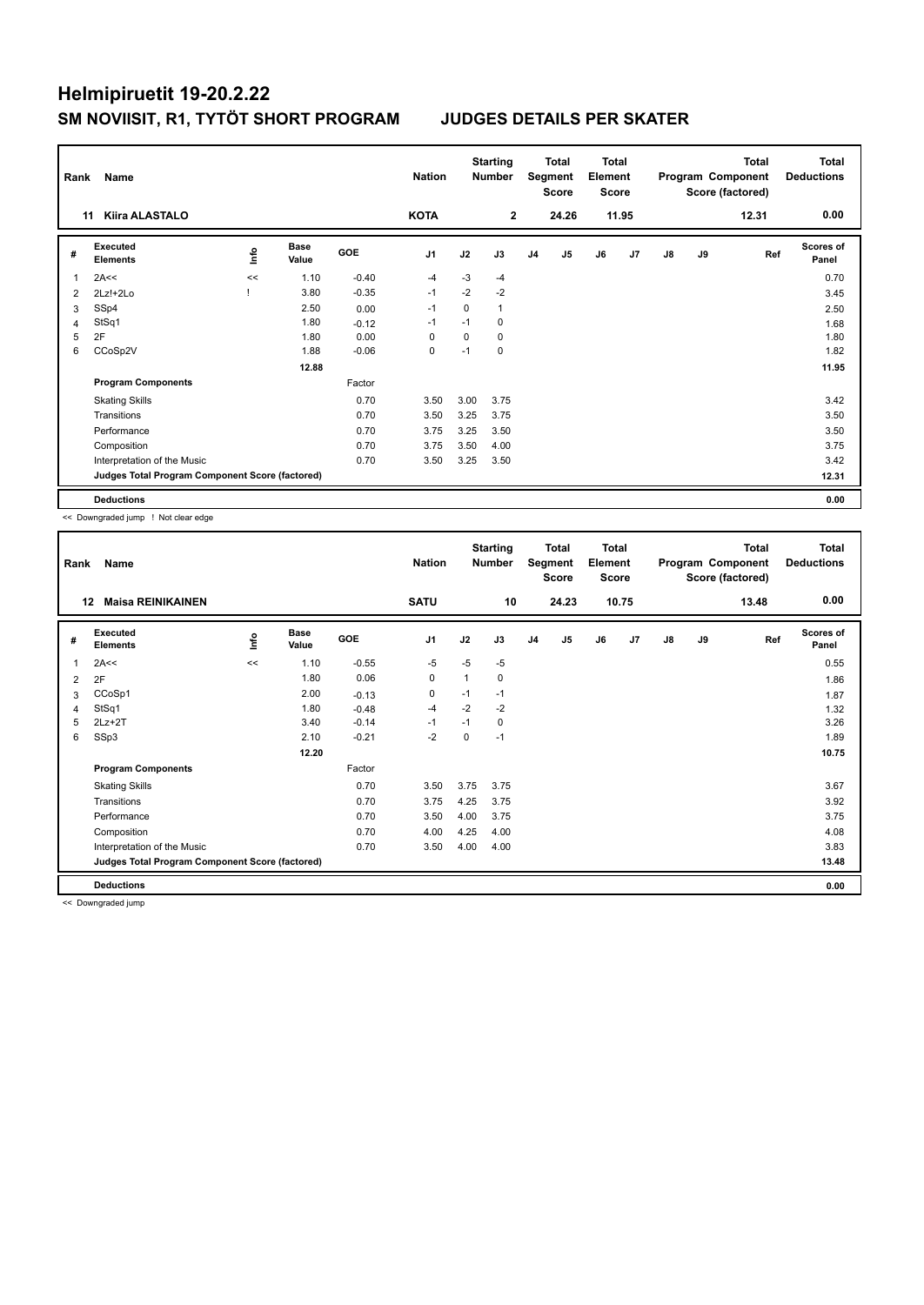# Helmipiruetit 19-20.2.22

## SM NOVIISIT, R1, TYTÖT SHORT PROGRAM JUDGES DETAILS PER SKATER

| Rank | Name | Nation | Starting Number | Total Segment Score | Total Element Score | Total Program Component Score (factored) | Total Deductions |
|---|---|---|---|---|---|---|---|
| 11 | Kiira ALASTALO | KOTA | 2 | 24.26 | 11.95 | 12.31 | 0.00 |

| # | Executed Elements | Info | Base Value | GOE | J1 | J2 | J3 | J4 | J5 | J6 | J7 | J8 | J9 | Ref | Scores of Panel |
|---|---|---|---|---|---|---|---|---|---|---|---|---|---|---|---|
| 1 | 2A<< | << | 1.10 | -0.40 | -4 | -3 | -4 | | | | | | | | 0.70 |
| 2 | 2Lz!+2Lo | ! | 3.80 | -0.35 | -1 | -2 | -2 | | | | | | | | 3.45 |
| 3 | SSp4 | | 2.50 | 0.00 | -1 | 0 | 1 | | | | | | | | 2.50 |
| 4 | StSq1 | | 1.80 | -0.12 | -1 | -1 | 0 | | | | | | | | 1.68 |
| 5 | 2F | | 1.80 | 0.00 | 0 | 0 | 0 | | | | | | | | 1.80 |
| 6 | CCoSp2V | | 1.88 | -0.06 | 0 | -1 | 0 | | | | | | | | 1.82 |
| | | | 12.88 | | | | | | | | | | | | 11.95 |
| | **Program Components** | | | Factor | | | | | | | | | | | |
| | Skating Skills | | | 0.70 | 3.50 | 3.00 | 3.75 | | | | | | | | 3.42 |
| | Transitions | | | 0.70 | 3.50 | 3.25 | 3.75 | | | | | | | | 3.50 |
| | Performance | | | 0.70 | 3.75 | 3.25 | 3.50 | | | | | | | | 3.50 |
| | Composition | | | 0.70 | 3.75 | 3.50 | 4.00 | | | | | | | | 3.75 |
| | Interpretation of the Music | | | 0.70 | 3.50 | 3.25 | 3.50 | | | | | | | | 3.42 |
| | **Judges Total Program Component Score (factored)** | | | | | | | | | | | | | | 12.31 |
| | **Deductions** | | | | | | | | | | | | | | 0.00 |

<< Downgraded jump ! Not clear edge

| Rank | Name | Nation | Starting Number | Total Segment Score | Total Element Score | Total Program Component Score (factored) | Total Deductions |
|---|---|---|---|---|---|---|---|
| 12 | Maisa REINIKAINEN | SATU | 10 | 24.23 | 10.75 | 13.48 | 0.00 |

| # | Executed Elements | Info | Base Value | GOE | J1 | J2 | J3 | J4 | J5 | J6 | J7 | J8 | J9 | Ref | Scores of Panel |
|---|---|---|---|---|---|---|---|---|---|---|---|---|---|---|---|
| 1 | 2A<< | << | 1.10 | -0.55 | -5 | -5 | -5 | | | | | | | | 0.55 |
| 2 | 2F | | 1.80 | 0.06 | 0 | 1 | 0 | | | | | | | | 1.86 |
| 3 | CCoSp1 | | 2.00 | -0.13 | 0 | -1 | -1 | | | | | | | | 1.87 |
| 4 | StSq1 | | 1.80 | -0.48 | -4 | -2 | -2 | | | | | | | | 1.32 |
| 5 | 2Lz+2T | | 3.40 | -0.14 | -1 | -1 | 0 | | | | | | | | 3.26 |
| 6 | SSp3 | | 2.10 | -0.21 | -2 | 0 | -1 | | | | | | | | 1.89 |
| | | | 12.20 | | | | | | | | | | | | 10.75 |
| | **Program Components** | | | Factor | | | | | | | | | | | |
| | Skating Skills | | | 0.70 | 3.50 | 3.75 | 3.75 | | | | | | | | 3.67 |
| | Transitions | | | 0.70 | 3.75 | 4.25 | 3.75 | | | | | | | | 3.92 |
| | Performance | | | 0.70 | 3.50 | 4.00 | 3.75 | | | | | | | | 3.75 |
| | Composition | | | 0.70 | 4.00 | 4.25 | 4.00 | | | | | | | | 4.08 |
| | Interpretation of the Music | | | 0.70 | 3.50 | 4.00 | 4.00 | | | | | | | | 3.83 |
| | **Judges Total Program Component Score (factored)** | | | | | | | | | | | | | | 13.48 |
| | **Deductions** | | | | | | | | | | | | | | 0.00 |

<< Downgraded jump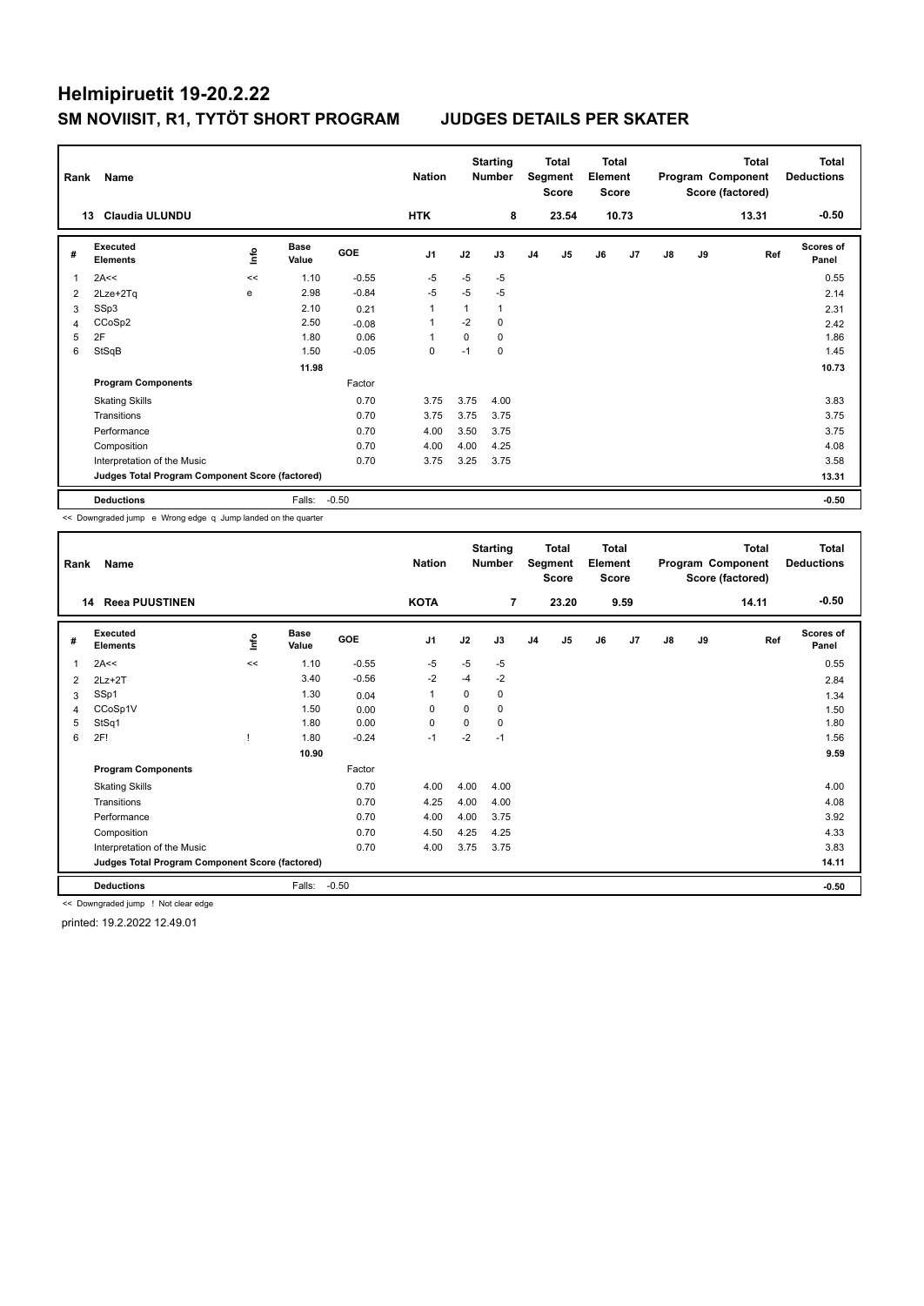# Helmipiruetit 19-20.2.22

## SM NOVIISIT, R1, TYTÖT SHORT PROGRAM JUDGES DETAILS PER SKATER

| Rank | Name | Nation | Starting Number | Total Segment Score | Total Element Score | Total Program Component Score (factored) | Total Deductions |
|---|---|---|---|---|---|---|---|
| 13 | Claudia ULUNDU | HTK | 8 | 23.54 | 10.73 | 13.31 | -0.50 |

| # | Executed Elements | Info | Base Value | GOE | J1 | J2 | J3 | J4 | J5 | J6 | J7 | J8 | J9 | Ref | Scores of Panel |
|---|---|---|---|---|---|---|---|---|---|---|---|---|---|---|---|
| 1 | 2A<< | << | 1.10 | -0.55 | -5 | -5 | -5 | | | | | | | | 0.55 |
| 2 | 2Lze+2Tq | e | 2.98 | -0.84 | -5 | -5 | -5 | | | | | | | | 2.14 |
| 3 | SSp3 | | 2.10 | 0.21 | 1 | 1 | 1 | | | | | | | | 2.31 |
| 4 | CCoSp2 | | 2.50 | -0.08 | 1 | -2 | 0 | | | | | | | | 2.42 |
| 5 | 2F | | 1.80 | 0.06 | 1 | 0 | 0 | | | | | | | | 1.86 |
| 6 | StSqB | | 1.50 | -0.05 | 0 | -1 | 0 | | | | | | | | 1.45 |
| | | | 11.98 | | | | | | | | | | | | 10.73 |
| | **Program Components** | | | Factor | | | | | | | | | | | |
| | Skating Skills | | | 0.70 | 3.75 | 3.75 | 4.00 | | | | | | | | 3.83 |
| | Transitions | | | 0.70 | 3.75 | 3.75 | 3.75 | | | | | | | | 3.75 |
| | Performance | | | 0.70 | 4.00 | 3.50 | 3.75 | | | | | | | | 3.75 |
| | Composition | | | 0.70 | 4.00 | 4.00 | 4.25 | | | | | | | | 4.08 |
| | Interpretation of the Music | | | 0.70 | 3.75 | 3.25 | 3.75 | | | | | | | | 3.58 |
| | **Judges Total Program Component Score (factored)** | | | | | | | | | | | | | | 13.31 |
| | **Deductions** | | Falls: | -0.50 | | | | | | | | | | | -0.50 |

<< Downgraded jump e Wrong edge q Jump landed on the quarter

| Rank | Name | Nation | Starting Number | Total Segment Score | Total Element Score | Total Program Component Score (factored) | Total Deductions |
|---|---|---|---|---|---|---|---|
| 14 | Reea PUUSTINEN | KOTA | 7 | 23.20 | 9.59 | 14.11 | -0.50 |

| # | Executed Elements | Info | Base Value | GOE | J1 | J2 | J3 | J4 | J5 | J6 | J7 | J8 | J9 | Ref | Scores of Panel |
|---|---|---|---|---|---|---|---|---|---|---|---|---|---|---|---|
| 1 | 2A<< | << | 1.10 | -0.55 | -5 | -5 | -5 | | | | | | | | 0.55 |
| 2 | 2Lz+2T | | 3.40 | -0.56 | -2 | -4 | -2 | | | | | | | | 2.84 |
| 3 | SSp1 | | 1.30 | 0.04 | 1 | 0 | 0 | | | | | | | | 1.34 |
| 4 | CCoSp1V | | 1.50 | 0.00 | 0 | 0 | 0 | | | | | | | | 1.50 |
| 5 | StSq1 | | 1.80 | 0.00 | 0 | 0 | 0 | | | | | | | | 1.80 |
| 6 | 2F! | ! | 1.80 | -0.24 | -1 | -2 | -1 | | | | | | | | 1.56 |
| | | | 10.90 | | | | | | | | | | | | 9.59 |
| | **Program Components** | | | Factor | | | | | | | | | | | |
| | Skating Skills | | | 0.70 | 4.00 | 4.00 | 4.00 | | | | | | | | 4.00 |
| | Transitions | | | 0.70 | 4.25 | 4.00 | 4.00 | | | | | | | | 4.08 |
| | Performance | | | 0.70 | 4.00 | 4.00 | 3.75 | | | | | | | | 3.92 |
| | Composition | | | 0.70 | 4.50 | 4.25 | 4.25 | | | | | | | | 4.33 |
| | Interpretation of the Music | | | 0.70 | 4.00 | 3.75 | 3.75 | | | | | | | | 3.83 |
| | **Judges Total Program Component Score (factored)** | | | | | | | | | | | | | | 14.11 |
| | **Deductions** | | Falls: | -0.50 | | | | | | | | | | | -0.50 |

<< Downgraded jump ! Not clear edge

printed: 19.2.2022 12.49.01